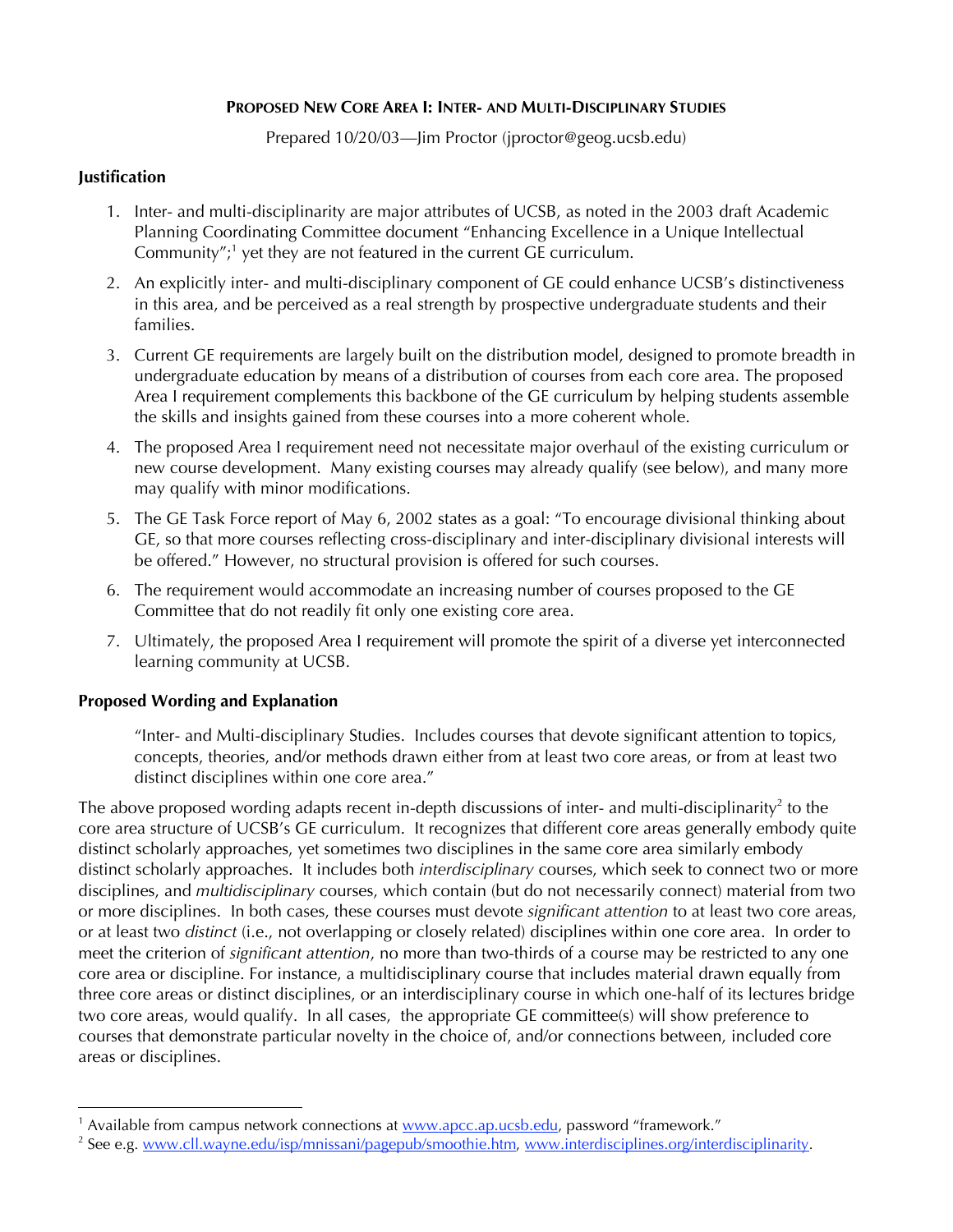## **Proposed New Core Area I: Inter- and Multi-Disciplinary Studies**

Prepared 10/20/03—Jim Proctor (jproctor@geog.ucsb.edu)

### **Justification**

1. Inter- and multi-disciplinarity are major attributes of UCSB, as noted in the 2003 draft Academic Planning Coordinating Committee document "Enhancing Excellence in a Unique Intellectual Community";[1] yet they are not featured in the current GE curriculum.
2. An explicitly inter- and multi-disciplinary component of GE could enhance UCSB's distinctiveness in this area, and be perceived as a real strength by prospective undergraduate students and their families.
3. Current GE requirements are largely built on the distribution model, designed to promote breadth in undergraduate education by means of a distribution of courses from each core area. The proposed Area I requirement complements this backbone of the GE curriculum by helping students assemble the skills and insights gained from these courses into a more coherent whole.
4. The proposed Area I requirement need not necessitate major overhaul of the existing curriculum or new course development. Many existing courses may already qualify (see below), and many more may qualify with minor modifications.
5. The GE Task Force report of May 6, 2002 states as a goal: "To encourage divisional thinking about GE, so that more courses reflecting cross-disciplinary and inter-disciplinary divisional interests will be offered." However, no structural provision is offered for such courses.
6. The requirement would accommodate an increasing number of courses proposed to the GE Committee that do not readily fit only one existing core area.
7. Ultimately, the proposed Area I requirement will promote the spirit of a diverse yet interconnected learning community at UCSB.

### **Proposed Wording and Explanation**

> "Inter- and Multi-disciplinary Studies. Includes courses that devote significant attention to topics, concepts, theories, and/or methods drawn either from at least two core areas, or from at least two distinct disciplines within one core area."

The above proposed wording adapts recent in-depth discussions of inter- and multi-disciplinarity[2] to the core area structure of UCSB's GE curriculum. It recognizes that different core areas generally embody quite distinct scholarly approaches, yet sometimes two disciplines in the same core area similarly embody distinct scholarly approaches. It includes both *interdisciplinary* courses, which seek to connect two or more disciplines, and *multidisciplinary* courses, which contain (but do not necessarily connect) material from two or more disciplines. In both cases, these courses must devote *significant attention* to at least two core areas, or at least two *distinct* (i.e., not overlapping or closely related) disciplines within one core area. In order to meet the criterion of *significant attention*, no more than two-thirds of a course may be restricted to any one core area or discipline. For instance, a multidisciplinary course that includes material drawn equally from three core areas or distinct disciplines, or an interdisciplinary course in which one-half of its lectures bridge two core areas, would qualify. In all cases, the appropriate GE committee(s) will show preference to courses that demonstrate particular novelty in the choice of, and/or connections between, included core areas or disciplines.

---

[1] Available from campus network connections at www.apcc.ap.ucsb.edu, password "framework."

[2] See e.g. www.cll.wayne.edu/isp/mnissani/pagepub/smoothie.htm, www.interdisciplines.org/interdisciplinarity.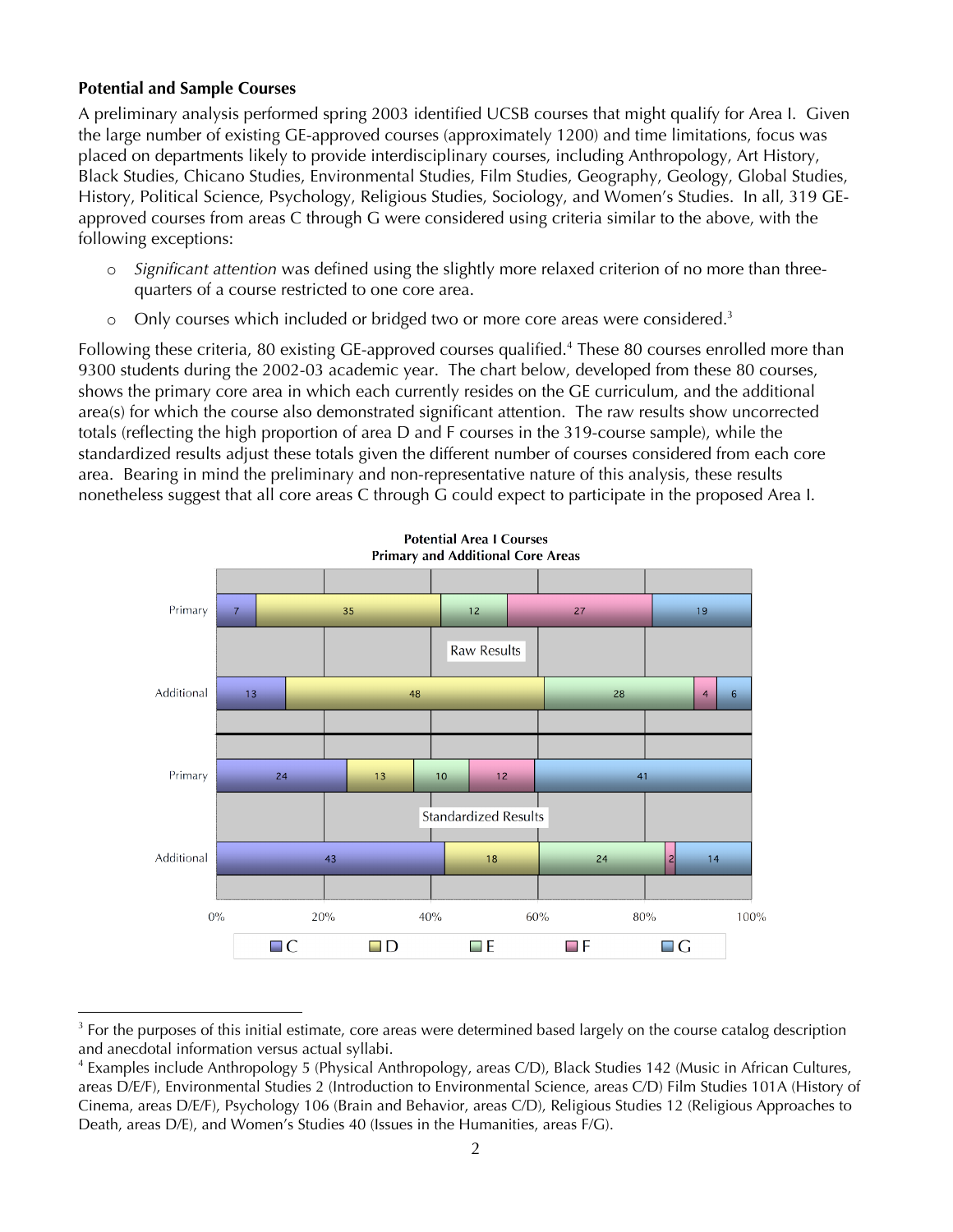**Potential and Sample Courses**

A preliminary analysis performed spring 2003 identified UCSB courses that might qualify for Area I. Given the large number of existing GE-approved courses (approximately 1200) and time limitations, focus was placed on departments likely to provide interdisciplinary courses, including Anthropology, Art History, Black Studies, Chicano Studies, Environmental Studies, Film Studies, Geography, Geology, Global Studies, History, Political Science, Psychology, Religious Studies, Sociology, and Women's Studies. In all, 319 GE-approved courses from areas C through G were considered using criteria similar to the above, with the following exceptions:

- *Significant attention* was defined using the slightly more relaxed criterion of no more than three-quarters of a course restricted to one core area.
- Only courses which included or bridged two or more core areas were considered.[3]

Following these criteria, 80 existing GE-approved courses qualified.[4] These 80 courses enrolled more than 9300 students during the 2002-03 academic year. The chart below, developed from these 80 courses, shows the primary core area in which each currently resides on the GE curriculum, and the additional area(s) for which the course also demonstrated significant attention. The raw results show uncorrected totals (reflecting the high proportion of area D and F courses in the 319-course sample), while the standardized results adjust these totals given the different number of courses considered from each core area. Bearing in mind the preliminary and non-representative nature of this analysis, these results nonetheless suggest that all core areas C through G could expect to participate in the proposed Area I.

**Potential Area I Courses**
**Primary and Additional Core Areas**

| | | C | D | E | F | G |
|---|---|---|---|---|---|---|
| Raw Results | Primary | 7 | 35 | 12 | 27 | 19 |
| | Additional | 13 | 48 | 28 | 4 | 6 |
| Standardized Results | Primary | 24 | 13 | 10 | 12 | 41 |
| | Additional | 43 | 18 | 24 | 2 | 14 |

[3] For the purposes of this initial estimate, core areas were determined based largely on the course catalog description and anecdotal information versus actual syllabi.

[4] Examples include Anthropology 5 (Physical Anthropology, areas C/D), Black Studies 142 (Music in African Cultures, areas D/E/F), Environmental Studies 2 (Introduction to Environmental Science, areas C/D) Film Studies 101A (History of Cinema, areas D/E/F), Psychology 106 (Brain and Behavior, areas C/D), Religious Studies 12 (Religious Approaches to Death, areas D/E), and Women's Studies 40 (Issues in the Humanities, areas F/G).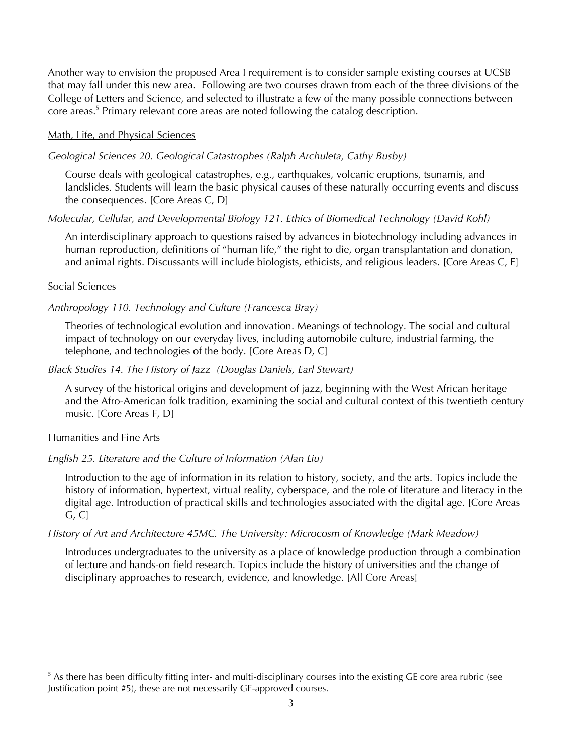Another way to envision the proposed Area I requirement is to consider sample existing courses at UCSB that may fall under this new area. Following are two courses drawn from each of the three divisions of the College of Letters and Science, and selected to illustrate a few of the many possible connections between core areas.[5] Primary relevant core areas are noted following the catalog description.

Math, Life, and Physical Sciences

*Geological Sciences 20. Geological Catastrophes (Ralph Archuleta, Cathy Busby)*

> Course deals with geological catastrophes, e.g., earthquakes, volcanic eruptions, tsunamis, and landslides. Students will learn the basic physical causes of these naturally occurring events and discuss the consequences. [Core Areas C, D]

*Molecular, Cellular, and Developmental Biology 121. Ethics of Biomedical Technology (David Kohl)*

> An interdisciplinary approach to questions raised by advances in biotechnology including advances in human reproduction, definitions of "human life," the right to die, organ transplantation and donation, and animal rights. Discussants will include biologists, ethicists, and religious leaders. [Core Areas C, E]

Social Sciences

*Anthropology 110. Technology and Culture (Francesca Bray)*

> Theories of technological evolution and innovation. Meanings of technology. The social and cultural impact of technology on our everyday lives, including automobile culture, industrial farming, the telephone, and technologies of the body. [Core Areas D, C]

*Black Studies 14. The History of Jazz (Douglas Daniels, Earl Stewart)*

> A survey of the historical origins and development of jazz, beginning with the West African heritage and the Afro-American folk tradition, examining the social and cultural context of this twentieth century music. [Core Areas F, D]

Humanities and Fine Arts

*English 25. Literature and the Culture of Information (Alan Liu)*

> Introduction to the age of information in its relation to history, society, and the arts. Topics include the history of information, hypertext, virtual reality, cyberspace, and the role of literature and literacy in the digital age. Introduction of practical skills and technologies associated with the digital age. [Core Areas G, C]

*History of Art and Architecture 45MC. The University: Microcosm of Knowledge (Mark Meadow)*

> Introduces undergraduates to the university as a place of knowledge production through a combination of lecture and hands-on field research. Topics include the history of universities and the change of disciplinary approaches to research, evidence, and knowledge. [All Core Areas]

---

[5] As there has been difficulty fitting inter- and multi-disciplinary courses into the existing GE core area rubric (see Justification point #5), these are not necessarily GE-approved courses.